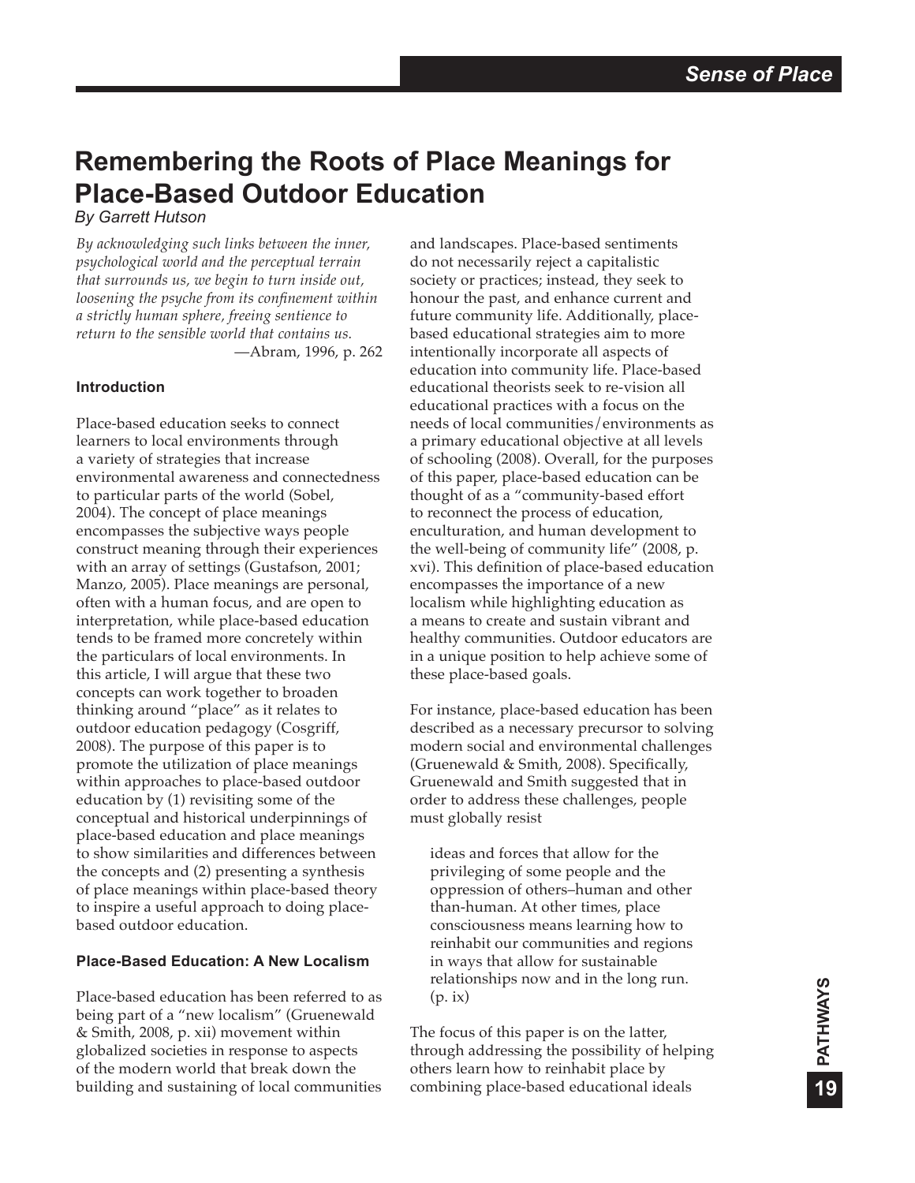# Remembering the Roots of Place Meanings for Place-Based Outdoor Education

*By Garrett Hutson*

> *By acknowledging such links between the inner, psychological world and the perceptual terrain that surrounds us, we begin to turn inside out, loosening the psyche from its confinement within a strictly human sphere, freeing sentience to return to the sensible world that contains us.*
>
> —Abram, 1996, p. 262

### Introduction

Place-based education seeks to connect learners to local environments through a variety of strategies that increase environmental awareness and connectedness to particular parts of the world (Sobel, 2004). The concept of place meanings encompasses the subjective ways people construct meaning through their experiences with an array of settings (Gustafson, 2001; Manzo, 2005). Place meanings are personal, often with a human focus, and are open to interpretation, while place-based education tends to be framed more concretely within the particulars of local environments. In this article, I will argue that these two concepts can work together to broaden thinking around "place" as it relates to outdoor education pedagogy (Cosgriff, 2008). The purpose of this paper is to promote the utilization of place meanings within approaches to place-based outdoor education by (1) revisiting some of the conceptual and historical underpinnings of place-based education and place meanings to show similarities and differences between the concepts and (2) presenting a synthesis of place meanings within place-based theory to inspire a useful approach to doing place-based outdoor education.

### Place-Based Education: A New Localism

Place-based education has been referred to as being part of a "new localism" (Gruenewald & Smith, 2008, p. xii) movement within globalized societies in response to aspects of the modern world that break down the building and sustaining of local communities and landscapes. Place-based sentiments do not necessarily reject a capitalistic society or practices; instead, they seek to honour the past, and enhance current and future community life. Additionally, place-based educational strategies aim to more intentionally incorporate all aspects of education into community life. Place-based educational theorists seek to re-vision all educational practices with a focus on the needs of local communities/environments as a primary educational objective at all levels of schooling (2008). Overall, for the purposes of this paper, place-based education can be thought of as a "community-based effort to reconnect the process of education, enculturation, and human development to the well-being of community life" (2008, p. xvi). This definition of place-based education encompasses the importance of a new localism while highlighting education as a means to create and sustain vibrant and healthy communities. Outdoor educators are in a unique position to help achieve some of these place-based goals.

For instance, place-based education has been described as a necessary precursor to solving modern social and environmental challenges (Gruenewald & Smith, 2008). Specifically, Gruenewald and Smith suggested that in order to address these challenges, people must globally resist

> ideas and forces that allow for the privileging of some people and the oppression of others–human and other than-human. At other times, place consciousness means learning how to reinhabit our communities and regions in ways that allow for sustainable relationships now and in the long run. (p. ix)

The focus of this paper is on the latter, through addressing the possibility of helping others learn how to reinhabit place by combining place-based educational ideals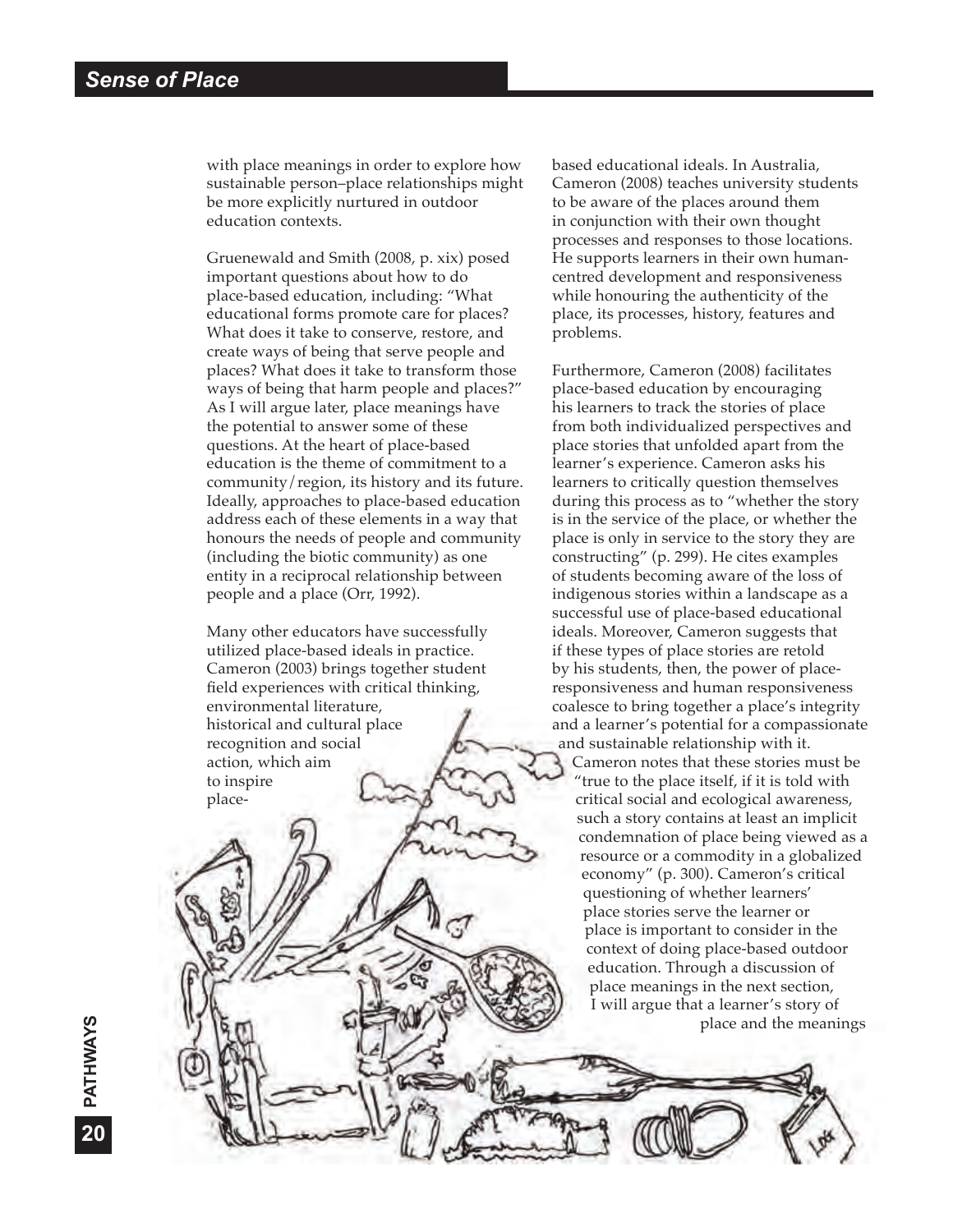with place meanings in order to explore how sustainable person–place relationships might be more explicitly nurtured in outdoor education contexts.

Gruenewald and Smith (2008, p. xix) posed important questions about how to do place-based education, including: "What educational forms promote care for places? What does it take to conserve, restore, and create ways of being that serve people and places? What does it take to transform those ways of being that harm people and places?" As I will argue later, place meanings have the potential to answer some of these questions. At the heart of place-based education is the theme of commitment to a community/region, its history and its future. Ideally, approaches to place-based education address each of these elements in a way that honours the needs of people and community (including the biotic community) as one entity in a reciprocal relationship between people and a place (Orr, 1992).

Many other educators have successfully utilized place-based ideals in practice. Cameron (2003) brings together student field experiences with critical thinking, environmental literature, historical and cultural place recognition and social action, which aim to inspire place-based educational ideals. In Australia, Cameron (2008) teaches university students to be aware of the places around them in conjunction with their own thought processes and responses to those locations. He supports learners in their own human-centred development and responsiveness while honouring the authenticity of the place, its processes, history, features and problems.

Furthermore, Cameron (2008) facilitates place-based education by encouraging his learners to track the stories of place from both individualized perspectives and place stories that unfolded apart from the learner's experience. Cameron asks his learners to critically question themselves during this process as to "whether the story is in the service of the place, or whether the place is only in service to the story they are constructing" (p. 299). He cites examples of students becoming aware of the loss of indigenous stories within a landscape as a successful use of place-based educational ideals. Moreover, Cameron suggests that if these types of place stories are retold by his students, then, the power of place-responsiveness and human responsiveness coalesce to bring together a place's integrity and a learner's potential for a compassionate and sustainable relationship with it. Cameron notes that these stories must be "true to the place itself, if it is told with critical social and ecological awareness, such a story contains at least an implicit condemnation of place being viewed as a resource or a commodity in a globalized economy" (p. 300). Cameron's critical questioning of whether learners' place stories serve the learner or place is important to consider in the context of doing place-based outdoor education. Through a discussion of place meanings in the next section, I will argue that a learner's story of place and the meanings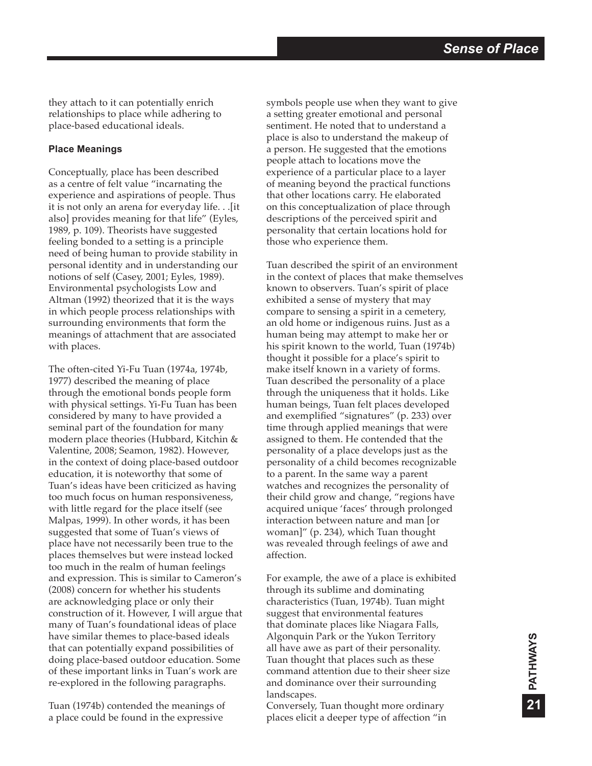they attach to it can potentially enrich relationships to place while adhering to place-based educational ideals.

### Place Meanings

Conceptually, place has been described as a centre of felt value "incarnating the experience and aspirations of people. Thus it is not only an arena for everyday life. . .[it also] provides meaning for that life" (Eyles, 1989, p. 109). Theorists have suggested feeling bonded to a setting is a principle need of being human to provide stability in personal identity and in understanding our notions of self (Casey, 2001; Eyles, 1989). Environmental psychologists Low and Altman (1992) theorized that it is the ways in which people process relationships with surrounding environments that form the meanings of attachment that are associated with places.

The often-cited Yi-Fu Tuan (1974a, 1974b, 1977) described the meaning of place through the emotional bonds people form with physical settings. Yi-Fu Tuan has been considered by many to have provided a seminal part of the foundation for many modern place theories (Hubbard, Kitchin & Valentine, 2008; Seamon, 1982). However, in the context of doing place-based outdoor education, it is noteworthy that some of Tuan's ideas have been criticized as having too much focus on human responsiveness, with little regard for the place itself (see Malpas, 1999). In other words, it has been suggested that some of Tuan's views of place have not necessarily been true to the places themselves but were instead locked too much in the realm of human feelings and expression. This is similar to Cameron's (2008) concern for whether his students are acknowledging place or only their construction of it. However, I will argue that many of Tuan's foundational ideas of place have similar themes to place-based ideals that can potentially expand possibilities of doing place-based outdoor education. Some of these important links in Tuan's work are re-explored in the following paragraphs.

Tuan (1974b) contended the meanings of a place could be found in the expressive symbols people use when they want to give a setting greater emotional and personal sentiment. He noted that to understand a place is also to understand the makeup of a person. He suggested that the emotions people attach to locations move the experience of a particular place to a layer of meaning beyond the practical functions that other locations carry. He elaborated on this conceptualization of place through descriptions of the perceived spirit and personality that certain locations hold for those who experience them.

Tuan described the spirit of an environment in the context of places that make themselves known to observers. Tuan's spirit of place exhibited a sense of mystery that may compare to sensing a spirit in a cemetery, an old home or indigenous ruins. Just as a human being may attempt to make her or his spirit known to the world, Tuan (1974b) thought it possible for a place's spirit to make itself known in a variety of forms. Tuan described the personality of a place through the uniqueness that it holds. Like human beings, Tuan felt places developed and exemplified "signatures" (p. 233) over time through applied meanings that were assigned to them. He contended that the personality of a place develops just as the personality of a child becomes recognizable to a parent. In the same way a parent watches and recognizes the personality of their child grow and change, "regions have acquired unique 'faces' through prolonged interaction between nature and man [or woman]" (p. 234), which Tuan thought was revealed through feelings of awe and affection.

For example, the awe of a place is exhibited through its sublime and dominating characteristics (Tuan, 1974b). Tuan might suggest that environmental features that dominate places like Niagara Falls, Algonquin Park or the Yukon Territory all have awe as part of their personality. Tuan thought that places such as these command attention due to their sheer size and dominance over their surrounding landscapes.
Conversely, Tuan thought more ordinary places elicit a deeper type of affection "in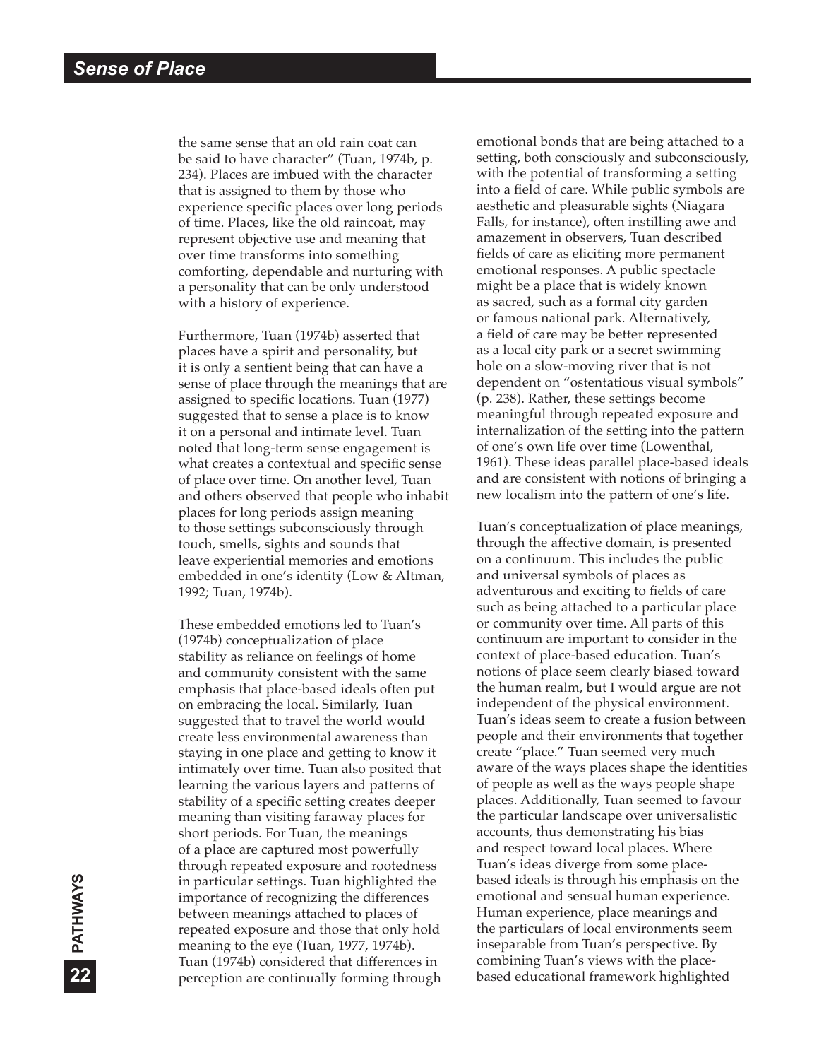the same sense that an old rain coat can be said to have character" (Tuan, 1974b, p. 234). Places are imbued with the character that is assigned to them by those who experience specific places over long periods of time. Places, like the old raincoat, may represent objective use and meaning that over time transforms into something comforting, dependable and nurturing with a personality that can be only understood with a history of experience.

Furthermore, Tuan (1974b) asserted that places have a spirit and personality, but it is only a sentient being that can have a sense of place through the meanings that are assigned to specific locations. Tuan (1977) suggested that to sense a place is to know it on a personal and intimate level. Tuan noted that long-term sense engagement is what creates a contextual and specific sense of place over time. On another level, Tuan and others observed that people who inhabit places for long periods assign meaning to those settings subconsciously through touch, smells, sights and sounds that leave experiential memories and emotions embedded in one's identity (Low & Altman, 1992; Tuan, 1974b).

These embedded emotions led to Tuan's (1974b) conceptualization of place stability as reliance on feelings of home and community consistent with the same emphasis that place-based ideals often put on embracing the local. Similarly, Tuan suggested that to travel the world would create less environmental awareness than staying in one place and getting to know it intimately over time. Tuan also posited that learning the various layers and patterns of stability of a specific setting creates deeper meaning than visiting faraway places for short periods. For Tuan, the meanings of a place are captured most powerfully through repeated exposure and rootedness in particular settings. Tuan highlighted the importance of recognizing the differences between meanings attached to places of repeated exposure and those that only hold meaning to the eye (Tuan, 1977, 1974b). Tuan (1974b) considered that differences in perception are continually forming through emotional bonds that are being attached to a setting, both consciously and subconsciously, with the potential of transforming a setting into a field of care. While public symbols are aesthetic and pleasurable sights (Niagara Falls, for instance), often instilling awe and amazement in observers, Tuan described fields of care as eliciting more permanent emotional responses. A public spectacle might be a place that is widely known as sacred, such as a formal city garden or famous national park. Alternatively, a field of care may be better represented as a local city park or a secret swimming hole on a slow-moving river that is not dependent on "ostentatious visual symbols" (p. 238). Rather, these settings become meaningful through repeated exposure and internalization of the setting into the pattern of one's own life over time (Lowenthal, 1961). These ideas parallel place-based ideals and are consistent with notions of bringing a new localism into the pattern of one's life.

Tuan's conceptualization of place meanings, through the affective domain, is presented on a continuum. This includes the public and universal symbols of places as adventurous and exciting to fields of care such as being attached to a particular place or community over time. All parts of this continuum are important to consider in the context of place-based education. Tuan's notions of place seem clearly biased toward the human realm, but I would argue are not independent of the physical environment. Tuan's ideas seem to create a fusion between people and their environments that together create "place." Tuan seemed very much aware of the ways places shape the identities of people as well as the ways people shape places. Additionally, Tuan seemed to favour the particular landscape over universalistic accounts, thus demonstrating his bias and respect toward local places. Where Tuan's ideas diverge from some place-based ideals is through his emphasis on the emotional and sensual human experience. Human experience, place meanings and the particulars of local environments seem inseparable from Tuan's perspective. By combining Tuan's views with the place-based educational framework highlighted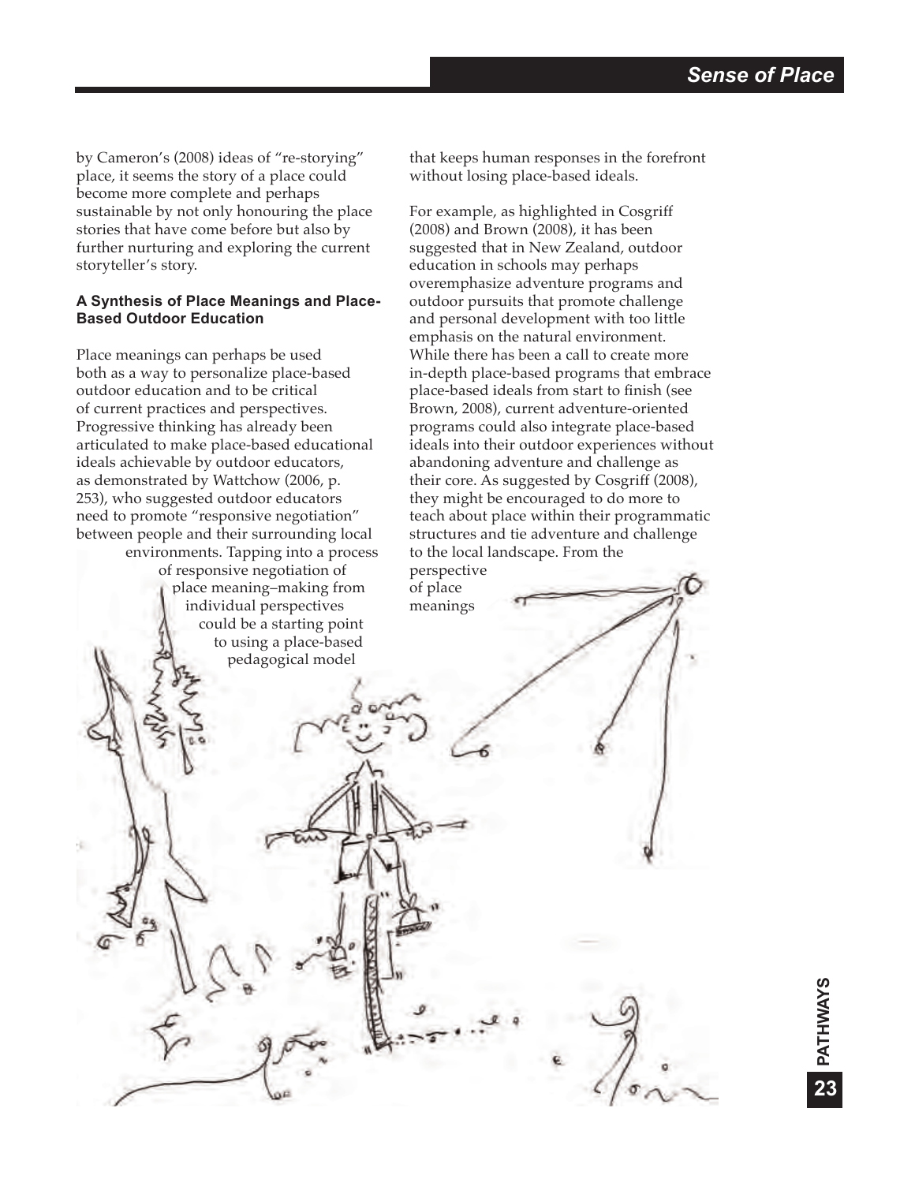by Cameron's (2008) ideas of "re-storying" place, it seems the story of a place could become more complete and perhaps sustainable by not only honouring the place stories that have come before but also by further nurturing and exploring the current storyteller's story.

### A Synthesis of Place Meanings and Place-Based Outdoor Education

Place meanings can perhaps be used both as a way to personalize place-based outdoor education and to be critical of current practices and perspectives. Progressive thinking has already been articulated to make place-based educational ideals achievable by outdoor educators, as demonstrated by Wattchow (2006, p. 253), who suggested outdoor educators need to promote "responsive negotiation" between people and their surrounding local environments. Tapping into a process of responsive negotiation of place meaning–making from individual perspectives could be a starting point to using a place-based pedagogical model that keeps human responses in the forefront without losing place-based ideals.

For example, as highlighted in Cosgriff (2008) and Brown (2008), it has been suggested that in New Zealand, outdoor education in schools may perhaps overemphasize adventure programs and outdoor pursuits that promote challenge and personal development with too little emphasis on the natural environment. While there has been a call to create more in-depth place-based programs that embrace place-based ideals from start to finish (see Brown, 2008), current adventure-oriented programs could also integrate place-based ideals into their outdoor experiences without abandoning adventure and challenge as their core. As suggested by Cosgriff (2008), they might be encouraged to do more to teach about place within their programmatic structures and tie adventure and challenge to the local landscape. From the perspective of place meanings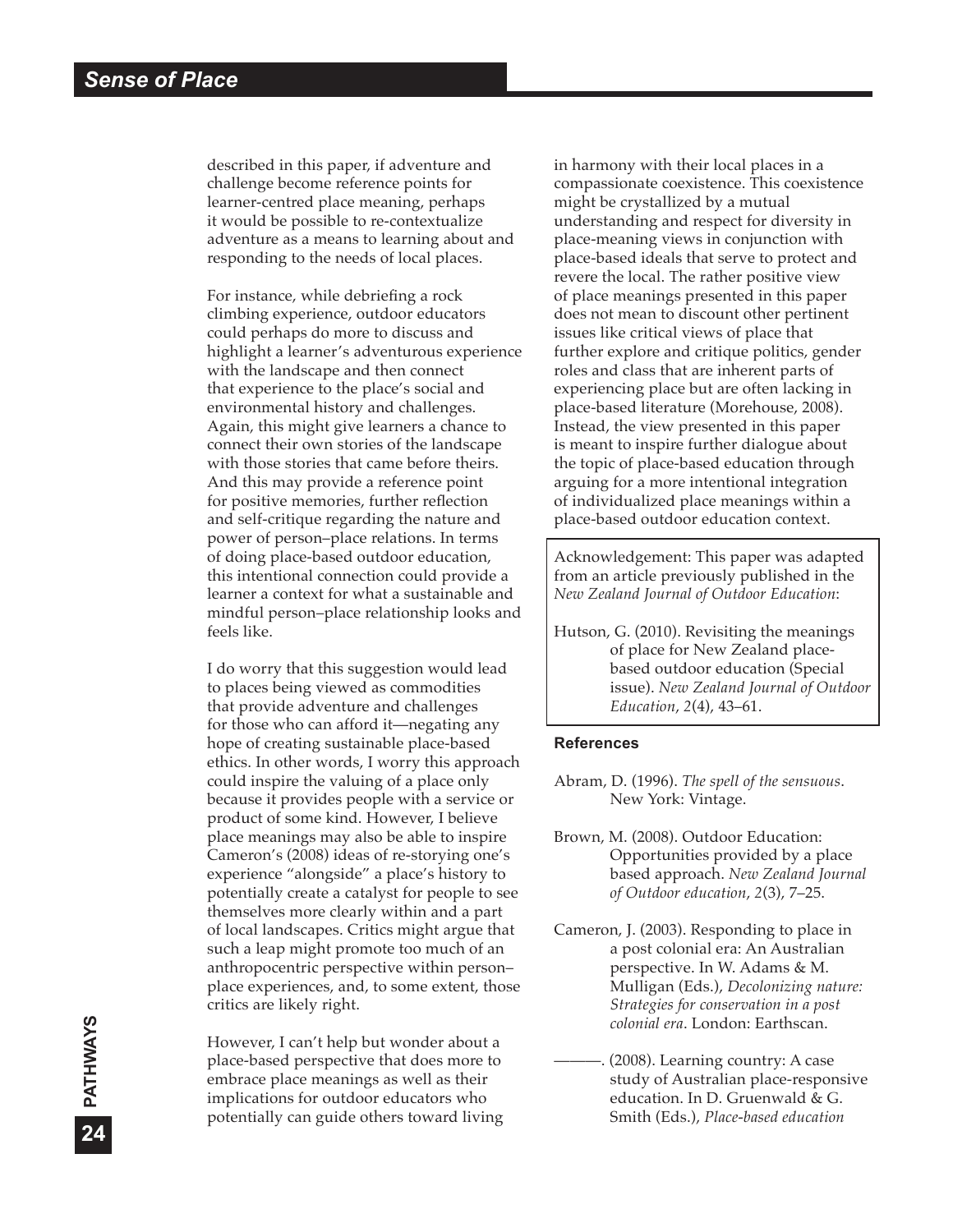described in this paper, if adventure and challenge become reference points for learner-centred place meaning, perhaps it would be possible to re-contextualize adventure as a means to learning about and responding to the needs of local places.

For instance, while debriefing a rock climbing experience, outdoor educators could perhaps do more to discuss and highlight a learner's adventurous experience with the landscape and then connect that experience to the place's social and environmental history and challenges. Again, this might give learners a chance to connect their own stories of the landscape with those stories that came before theirs. And this may provide a reference point for positive memories, further reflection and self-critique regarding the nature and power of person–place relations. In terms of doing place-based outdoor education, this intentional connection could provide a learner a context for what a sustainable and mindful person–place relationship looks and feels like.

I do worry that this suggestion would lead to places being viewed as commodities that provide adventure and challenges for those who can afford it—negating any hope of creating sustainable place-based ethics. In other words, I worry this approach could inspire the valuing of a place only because it provides people with a service or product of some kind. However, I believe place meanings may also be able to inspire Cameron's (2008) ideas of re-storying one's experience "alongside" a place's history to potentially create a catalyst for people to see themselves more clearly within and a part of local landscapes. Critics might argue that such a leap might promote too much of an anthropocentric perspective within person–place experiences, and, to some extent, those critics are likely right.

However, I can't help but wonder about a place-based perspective that does more to embrace place meanings as well as their implications for outdoor educators who potentially can guide others toward living in harmony with their local places in a compassionate coexistence. This coexistence might be crystallized by a mutual understanding and respect for diversity in place-meaning views in conjunction with place-based ideals that serve to protect and revere the local. The rather positive view of place meanings presented in this paper does not mean to discount other pertinent issues like critical views of place that further explore and critique politics, gender roles and class that are inherent parts of experiencing place but are often lacking in place-based literature (Morehouse, 2008). Instead, the view presented in this paper is meant to inspire further dialogue about the topic of place-based education through arguing for a more intentional integration of individualized place meanings within a place-based outdoor education context.

Acknowledgement: This paper was adapted from an article previously published in the *New Zealand Journal of Outdoor Education*:

Hutson, G. (2010). Revisiting the meanings of place for New Zealand place-based outdoor education (Special issue). *New Zealand Journal of Outdoor Education*, *2*(4), 43–61.

### References

Abram, D. (1996). *The spell of the sensuous*. New York: Vintage.

Brown, M. (2008). Outdoor Education: Opportunities provided by a place based approach. *New Zealand Journal of Outdoor education*, *2*(3), 7–25.

Cameron, J. (2003). Responding to place in a post colonial era: An Australian perspective. In W. Adams & M. Mulligan (Eds.), *Decolonizing nature: Strategies for conservation in a post colonial era*. London: Earthscan.

———. (2008). Learning country: A case study of Australian place-responsive education. In D. Gruenwald & G. Smith (Eds.), *Place-based education*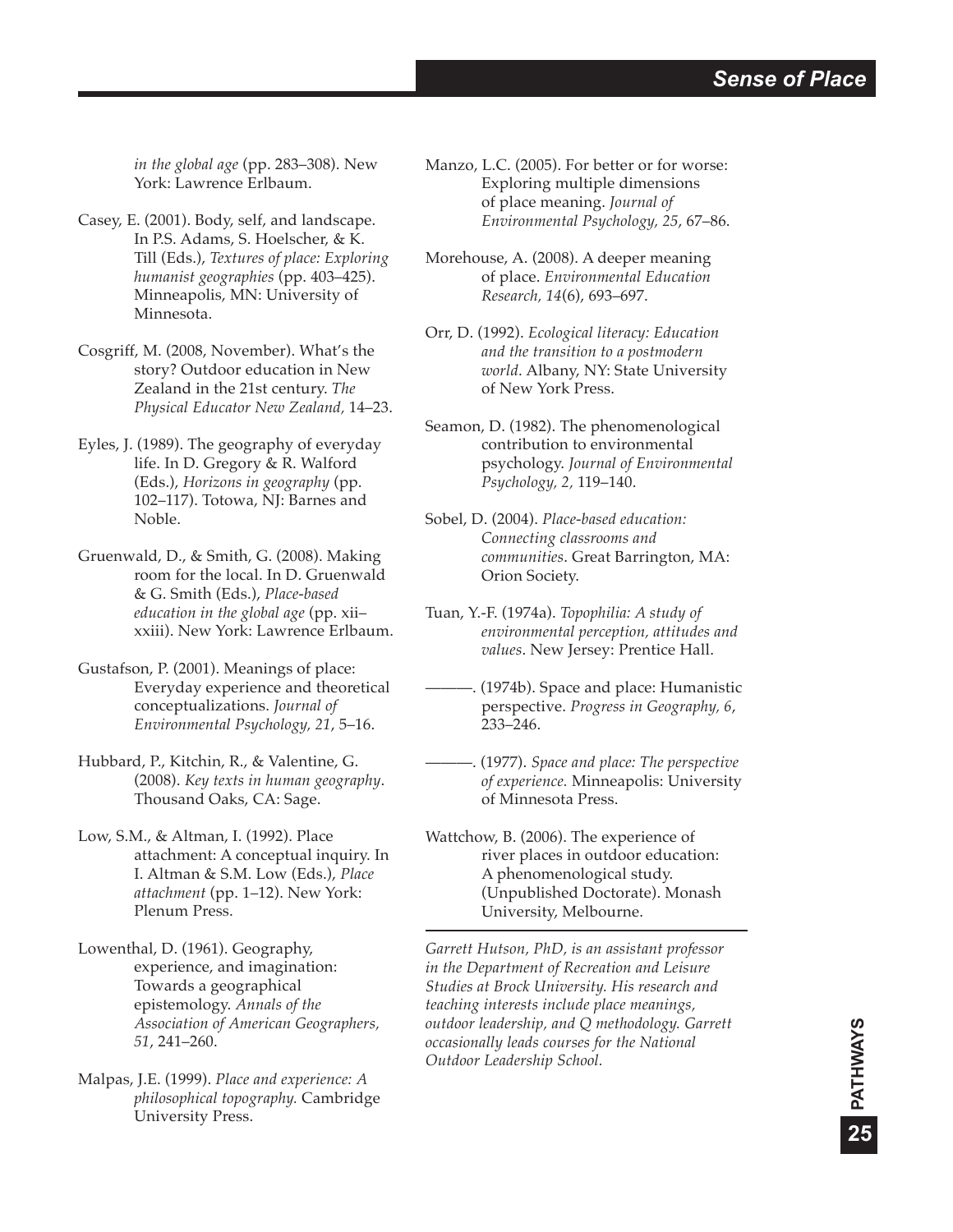*in the global age* (pp. 283–308). New York: Lawrence Erlbaum.

Casey, E. (2001). Body, self, and landscape. In P.S. Adams, S. Hoelscher, & K. Till (Eds.), *Textures of place: Exploring humanist geographies* (pp. 403–425). Minneapolis, MN: University of Minnesota.

Cosgriff, M. (2008, November). What's the story? Outdoor education in New Zealand in the 21st century. *The Physical Educator New Zealand,* 14–23.

Eyles, J. (1989). The geography of everyday life. In D. Gregory & R. Walford (Eds.), *Horizons in geography* (pp. 102–117). Totowa, NJ: Barnes and Noble.

Gruenwald, D., & Smith, G. (2008). Making room for the local. In D. Gruenwald & G. Smith (Eds.), *Place-based education in the global age* (pp. xii–xxiii). New York: Lawrence Erlbaum.

Gustafson, P. (2001). Meanings of place: Everyday experience and theoretical conceptualizations. *Journal of Environmental Psychology, 21*, 5–16.

Hubbard, P., Kitchin, R., & Valentine, G. (2008). *Key texts in human geography*. Thousand Oaks, CA: Sage.

Low, S.M., & Altman, I. (1992). Place attachment: A conceptual inquiry. In I. Altman & S.M. Low (Eds.), *Place attachment* (pp. 1–12). New York: Plenum Press.

Lowenthal, D. (1961). Geography, experience, and imagination: Towards a geographical epistemology. *Annals of the Association of American Geographers, 51*, 241–260.

Malpas, J.E. (1999). *Place and experience: A philosophical topography.* Cambridge University Press.

Manzo, L.C. (2005). For better or for worse: Exploring multiple dimensions of place meaning. *Journal of Environmental Psychology, 25*, 67–86.

Morehouse, A. (2008). A deeper meaning of place. *Environmental Education Research, 14*(6), 693–697.

Orr, D. (1992). *Ecological literacy: Education and the transition to a postmodern world*. Albany, NY: State University of New York Press.

Seamon, D. (1982). The phenomenological contribution to environmental psychology. *Journal of Environmental Psychology, 2,* 119–140.

Sobel, D. (2004). *Place-based education: Connecting classrooms and communities*. Great Barrington, MA: Orion Society.

Tuan, Y.-F. (1974a). *Topophilia: A study of environmental perception, attitudes and values*. New Jersey: Prentice Hall.

———. (1974b). Space and place: Humanistic perspective. *Progress in Geography, 6*, 233–246.

———. (1977). *Space and place: The perspective of experience.* Minneapolis: University of Minnesota Press.

Wattchow, B. (2006). The experience of river places in outdoor education: A phenomenological study. (Unpublished Doctorate). Monash University, Melbourne.

---

*Garrett Hutson, PhD, is an assistant professor in the Department of Recreation and Leisure Studies at Brock University. His research and teaching interests include place meanings, outdoor leadership, and Q methodology. Garrett occasionally leads courses for the National Outdoor Leadership School.*